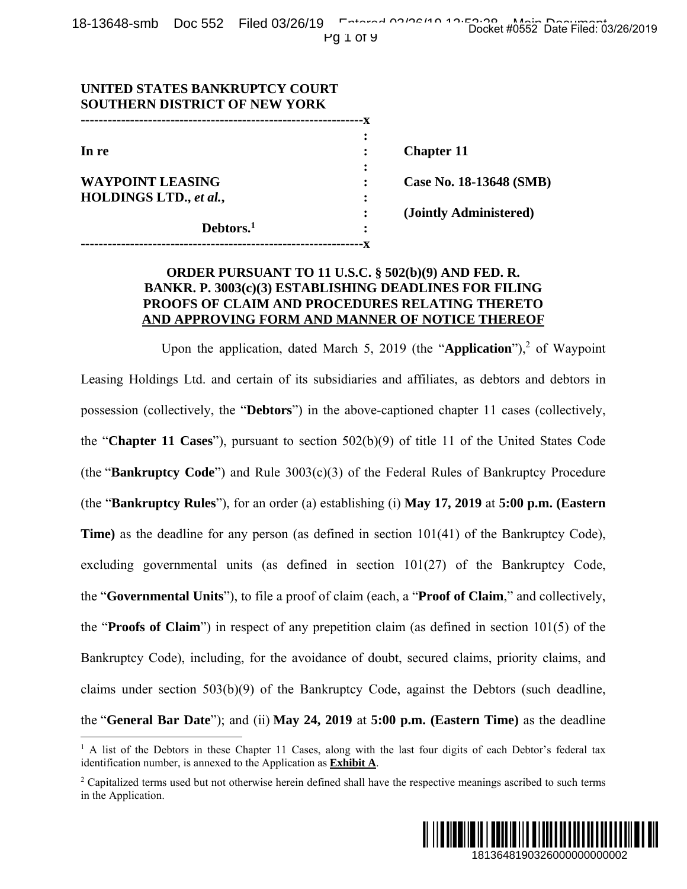UNITED STATES BANKRUPTCY COURT
SOUTHERN DISTRICT OF NEW YORK

| | | |
|---|---|---|
| **In re** | : | **Chapter 11** |
| **WAYPOINT LEASING HOLDINGS LTD.,** ***et al.*****,** | : | **Case No. 18-13648 (SMB)** |
| | : | **(Jointly Administered)** |
| **Debtors.**[1] | : | |

## ORDER PURSUANT TO 11 U.S.C. § 502(b)(9) AND FED. R. BANKR. P. 3003(c)(3) ESTABLISHING DEADLINES FOR FILING PROOFS OF CLAIM AND PROCEDURES RELATING THERETO AND APPROVING FORM AND MANNER OF NOTICE THEREOF

Upon the application, dated March 5, 2019 (the "**Application**"),[2] of Waypoint Leasing Holdings Ltd. and certain of its subsidiaries and affiliates, as debtors and debtors in possession (collectively, the "**Debtors**") in the above-captioned chapter 11 cases (collectively, the "**Chapter 11 Cases**"), pursuant to section 502(b)(9) of title 11 of the United States Code (the "**Bankruptcy Code**") and Rule 3003(c)(3) of the Federal Rules of Bankruptcy Procedure (the "**Bankruptcy Rules**"), for an order (a) establishing (i) **May 17, 2019** at **5:00 p.m. (Eastern Time)** as the deadline for any person (as defined in section 101(41) of the Bankruptcy Code), excluding governmental units (as defined in section 101(27) of the Bankruptcy Code, the "**Governmental Units**"), to file a proof of claim (each, a "**Proof of Claim**," and collectively, the "**Proofs of Claim**") in respect of any prepetition claim (as defined in section 101(5) of the Bankruptcy Code), including, for the avoidance of doubt, secured claims, priority claims, and claims under section 503(b)(9) of the Bankruptcy Code, against the Debtors (such deadline, the "**General Bar Date**"); and (ii) **May 24, 2019** at **5:00 p.m. (Eastern Time)** as the deadline

[1] A list of the Debtors in these Chapter 11 Cases, along with the last four digits of each Debtor's federal tax identification number, is annexed to the Application as **Exhibit A**.

[2] Capitalized terms used but not otherwise herein defined shall have the respective meanings ascribed to such terms in the Application.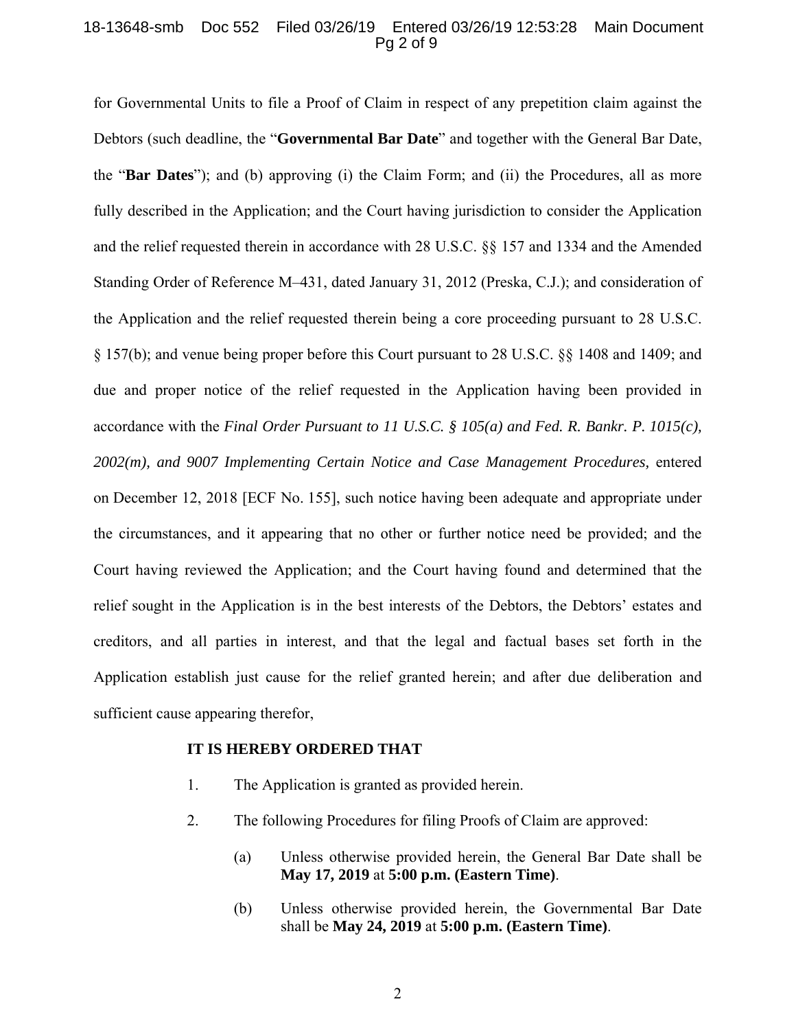for Governmental Units to file a Proof of Claim in respect of any prepetition claim against the Debtors (such deadline, the "**Governmental Bar Date**" and together with the General Bar Date, the "**Bar Dates**"); and (b) approving (i) the Claim Form; and (ii) the Procedures, all as more fully described in the Application; and the Court having jurisdiction to consider the Application and the relief requested therein in accordance with 28 U.S.C. §§ 157 and 1334 and the Amended Standing Order of Reference M–431, dated January 31, 2012 (Preska, C.J.); and consideration of the Application and the relief requested therein being a core proceeding pursuant to 28 U.S.C. § 157(b); and venue being proper before this Court pursuant to 28 U.S.C. §§ 1408 and 1409; and due and proper notice of the relief requested in the Application having been provided in accordance with the *Final Order Pursuant to 11 U.S.C. § 105(a) and Fed. R. Bankr. P. 1015(c), 2002(m), and 9007 Implementing Certain Notice and Case Management Procedures,* entered on December 12, 2018 [ECF No. 155], such notice having been adequate and appropriate under the circumstances, and it appearing that no other or further notice need be provided; and the Court having reviewed the Application; and the Court having found and determined that the relief sought in the Application is in the best interests of the Debtors, the Debtors' estates and creditors, and all parties in interest, and that the legal and factual bases set forth in the Application establish just cause for the relief granted herein; and after due deliberation and sufficient cause appearing therefor,

**IT IS HEREBY ORDERED THAT**

1. The Application is granted as provided herein.

2. The following Procedures for filing Proofs of Claim are approved:

   (a) Unless otherwise provided herein, the General Bar Date shall be **May 17, 2019** at **5:00 p.m. (Eastern Time)**.

   (b) Unless otherwise provided herein, the Governmental Bar Date shall be **May 24, 2019** at **5:00 p.m. (Eastern Time)**.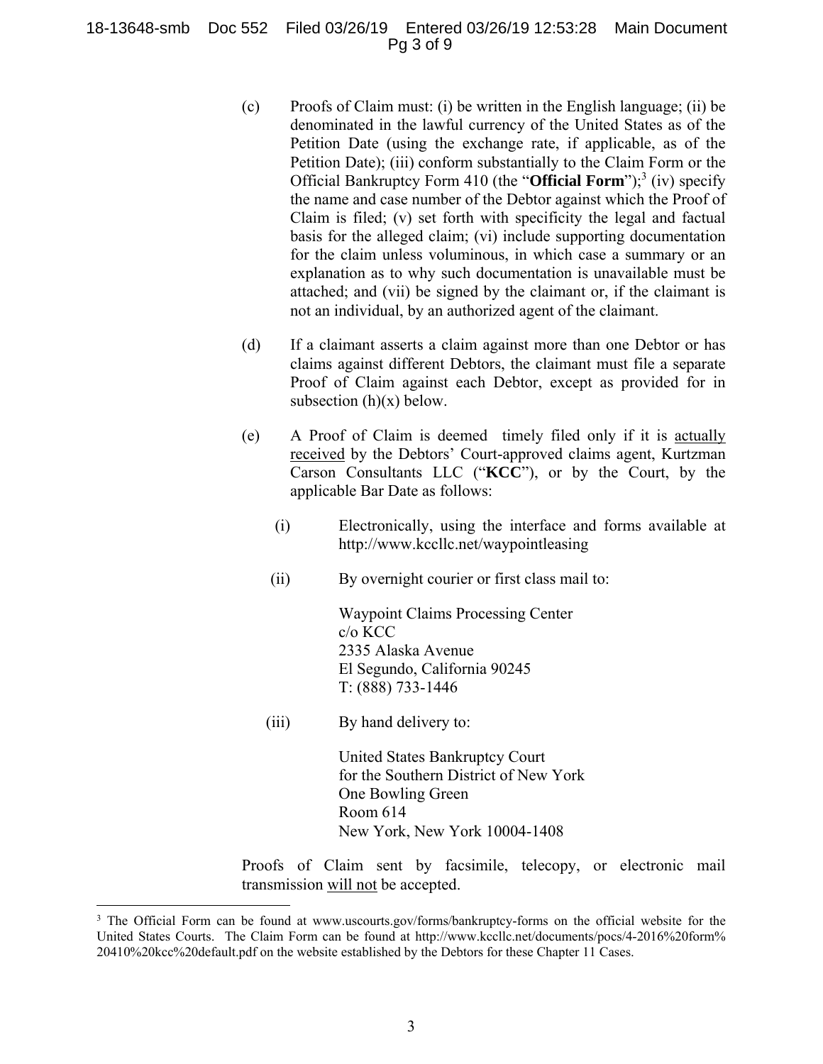(c) Proofs of Claim must: (i) be written in the English language; (ii) be denominated in the lawful currency of the United States as of the Petition Date (using the exchange rate, if applicable, as of the Petition Date); (iii) conform substantially to the Claim Form or the Official Bankruptcy Form 410 (the "**Official Form**");[3] (iv) specify the name and case number of the Debtor against which the Proof of Claim is filed; (v) set forth with specificity the legal and factual basis for the alleged claim; (vi) include supporting documentation for the claim unless voluminous, in which case a summary or an explanation as to why such documentation is unavailable must be attached; and (vii) be signed by the claimant or, if the claimant is not an individual, by an authorized agent of the claimant.

(d) If a claimant asserts a claim against more than one Debtor or has claims against different Debtors, the claimant must file a separate Proof of Claim against each Debtor, except as provided for in subsection (h)(x) below.

(e) A Proof of Claim is deemed timely filed only if it is <u>actually received</u> by the Debtors' Court-approved claims agent, Kurtzman Carson Consultants LLC ("**KCC**"), or by the Court, by the applicable Bar Date as follows:

(i) Electronically, using the interface and forms available at http://www.kccllc.net/waypointleasing

(ii) By overnight courier or first class mail to:

Waypoint Claims Processing Center
c/o KCC
2335 Alaska Avenue
El Segundo, California 90245
T: (888) 733-1446

(iii) By hand delivery to:

United States Bankruptcy Court
for the Southern District of New York
One Bowling Green
Room 614
New York, New York 10004-1408

Proofs of Claim sent by facsimile, telecopy, or electronic mail transmission <u>will not</u> be accepted.

---

[3] The Official Form can be found at www.uscourts.gov/forms/bankruptcy-forms on the official website for the United States Courts. The Claim Form can be found at http://www.kccllc.net/documents/pocs/4-2016%20form%20410%20kcc%20default.pdf on the website established by the Debtors for these Chapter 11 Cases.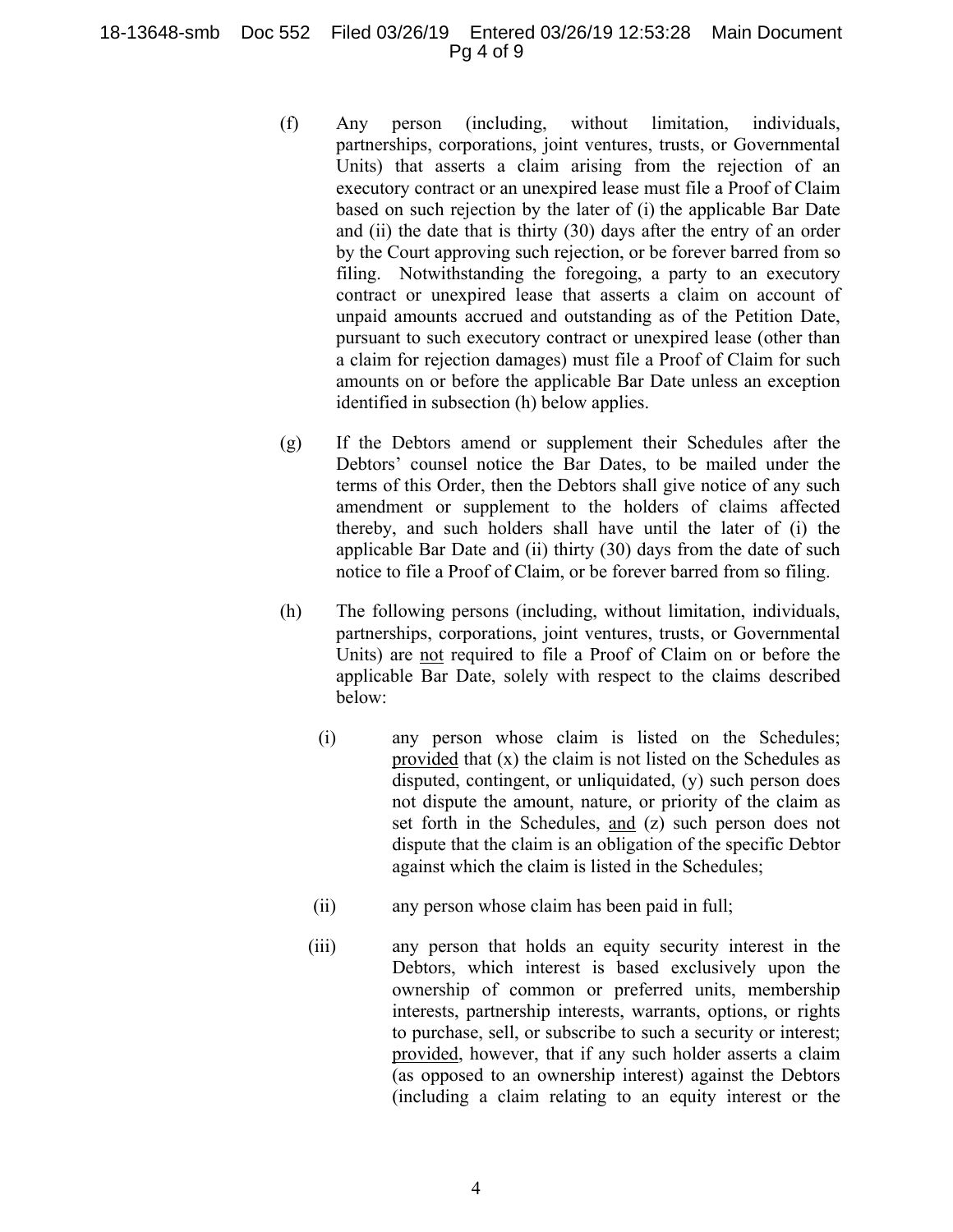(f) Any person (including, without limitation, individuals, partnerships, corporations, joint ventures, trusts, or Governmental Units) that asserts a claim arising from the rejection of an executory contract or an unexpired lease must file a Proof of Claim based on such rejection by the later of (i) the applicable Bar Date and (ii) the date that is thirty (30) days after the entry of an order by the Court approving such rejection, or be forever barred from so filing. Notwithstanding the foregoing, a party to an executory contract or unexpired lease that asserts a claim on account of unpaid amounts accrued and outstanding as of the Petition Date, pursuant to such executory contract or unexpired lease (other than a claim for rejection damages) must file a Proof of Claim for such amounts on or before the applicable Bar Date unless an exception identified in subsection (h) below applies.

(g) If the Debtors amend or supplement their Schedules after the Debtors' counsel notice the Bar Dates, to be mailed under the terms of this Order, then the Debtors shall give notice of any such amendment or supplement to the holders of claims affected thereby, and such holders shall have until the later of (i) the applicable Bar Date and (ii) thirty (30) days from the date of such notice to file a Proof of Claim, or be forever barred from so filing.

(h) The following persons (including, without limitation, individuals, partnerships, corporations, joint ventures, trusts, or Governmental Units) are <u>not</u> required to file a Proof of Claim on or before the applicable Bar Date, solely with respect to the claims described below:

(i) any person whose claim is listed on the Schedules; <u>provided</u> that (x) the claim is not listed on the Schedules as disputed, contingent, or unliquidated, (y) such person does not dispute the amount, nature, or priority of the claim as set forth in the Schedules, <u>and</u> (z) such person does not dispute that the claim is an obligation of the specific Debtor against which the claim is listed in the Schedules;

(ii) any person whose claim has been paid in full;

(iii) any person that holds an equity security interest in the Debtors, which interest is based exclusively upon the ownership of common or preferred units, membership interests, partnership interests, warrants, options, or rights to purchase, sell, or subscribe to such a security or interest; <u>provided</u>, however, that if any such holder asserts a claim (as opposed to an ownership interest) against the Debtors (including a claim relating to an equity interest or the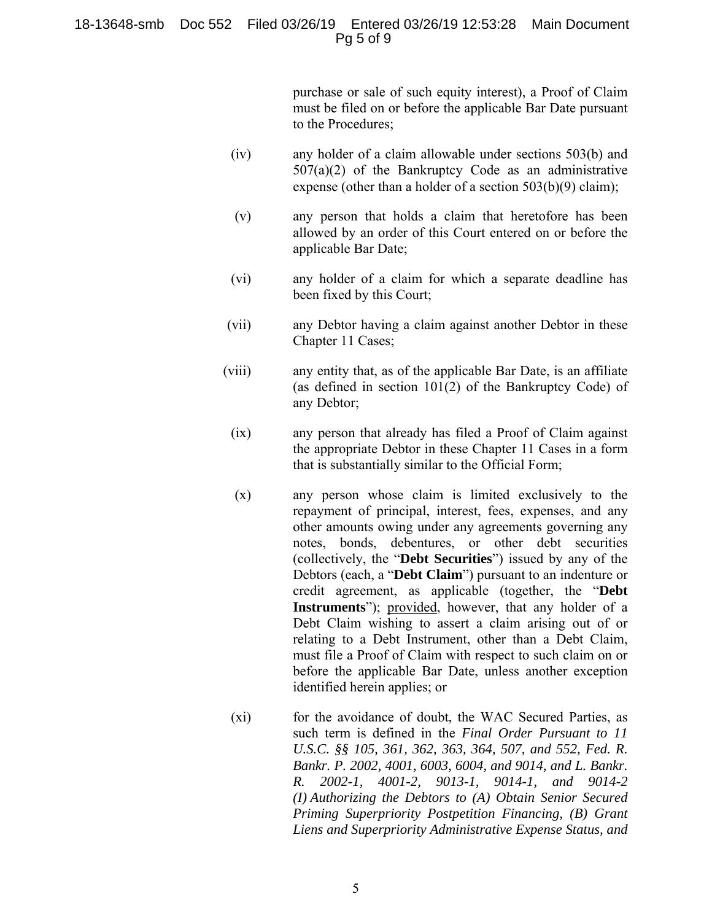purchase or sale of such equity interest), a Proof of Claim must be filed on or before the applicable Bar Date pursuant to the Procedures;

(iv) any holder of a claim allowable under sections 503(b) and 507(a)(2) of the Bankruptcy Code as an administrative expense (other than a holder of a section 503(b)(9) claim);

(v) any person that holds a claim that heretofore has been allowed by an order of this Court entered on or before the applicable Bar Date;

(vi) any holder of a claim for which a separate deadline has been fixed by this Court;

(vii) any Debtor having a claim against another Debtor in these Chapter 11 Cases;

(viii) any entity that, as of the applicable Bar Date, is an affiliate (as defined in section 101(2) of the Bankruptcy Code) of any Debtor;

(ix) any person that already has filed a Proof of Claim against the appropriate Debtor in these Chapter 11 Cases in a form that is substantially similar to the Official Form;

(x) any person whose claim is limited exclusively to the repayment of principal, interest, fees, expenses, and any other amounts owing under any agreements governing any notes, bonds, debentures, or other debt securities (collectively, the "**Debt Securities**") issued by any of the Debtors (each, a "**Debt Claim**") pursuant to an indenture or credit agreement, as applicable (together, the "**Debt Instruments**"); provided, however, that any holder of a Debt Claim wishing to assert a claim arising out of or relating to a Debt Instrument, other than a Debt Claim, must file a Proof of Claim with respect to such claim on or before the applicable Bar Date, unless another exception identified herein applies; or

(xi) for the avoidance of doubt, the WAC Secured Parties, as such term is defined in the *Final Order Pursuant to 11 U.S.C. §§ 105, 361, 362, 363, 364, 507, and 552, Fed. R. Bankr. P. 2002, 4001, 6003, 6004, and 9014, and L. Bankr. R. 2002-1, 4001-2, 9013-1, 9014-1, and 9014-2 (I) Authorizing the Debtors to (A) Obtain Senior Secured Priming Superpriority Postpetition Financing, (B) Grant Liens and Superpriority Administrative Expense Status, and*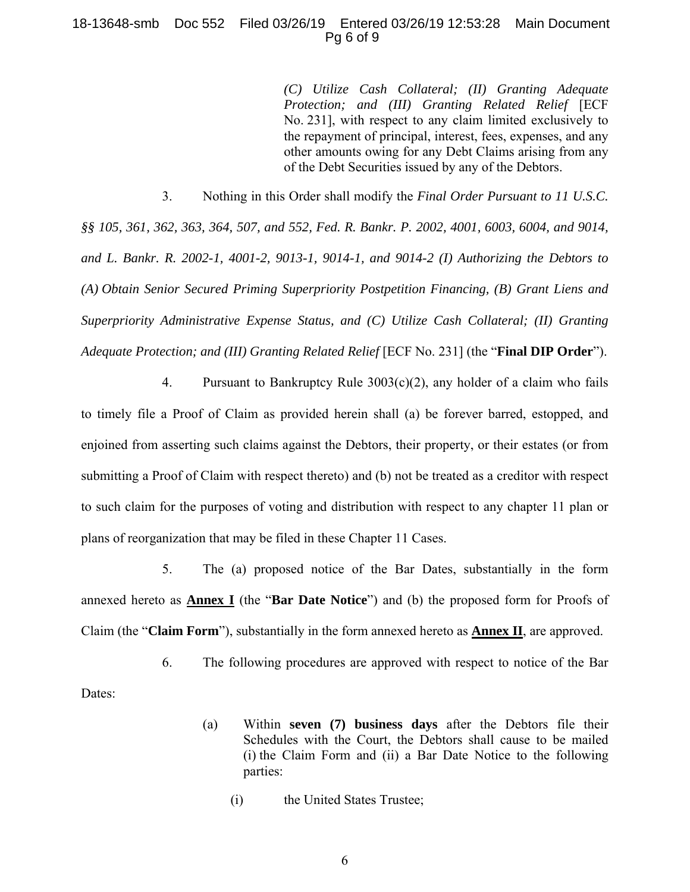> *(C) Utilize Cash Collateral; (II) Granting Adequate Protection; and (III) Granting Related Relief* [ECF No. 231], with respect to any claim limited exclusively to the repayment of principal, interest, fees, expenses, and any other amounts owing for any Debt Claims arising from any of the Debt Securities issued by any of the Debtors.

3. Nothing in this Order shall modify the *Final Order Pursuant to 11 U.S.C. §§ 105, 361, 362, 363, 364, 507, and 552, Fed. R. Bankr. P. 2002, 4001, 6003, 6004, and 9014, and L. Bankr. R. 2002-1, 4001-2, 9013-1, 9014-1, and 9014-2 (I) Authorizing the Debtors to (A) Obtain Senior Secured Priming Superpriority Postpetition Financing, (B) Grant Liens and Superpriority Administrative Expense Status, and (C) Utilize Cash Collateral; (II) Granting Adequate Protection; and (III) Granting Related Relief* [ECF No. 231] (the "**Final DIP Order**").

4. Pursuant to Bankruptcy Rule 3003(c)(2), any holder of a claim who fails to timely file a Proof of Claim as provided herein shall (a) be forever barred, estopped, and enjoined from asserting such claims against the Debtors, their property, or their estates (or from submitting a Proof of Claim with respect thereto) and (b) not be treated as a creditor with respect to such claim for the purposes of voting and distribution with respect to any chapter 11 plan or plans of reorganization that may be filed in these Chapter 11 Cases.

5. The (a) proposed notice of the Bar Dates, substantially in the form annexed hereto as **Annex I** (the "**Bar Date Notice**") and (b) the proposed form for Proofs of Claim (the "**Claim Form**"), substantially in the form annexed hereto as **Annex II**, are approved.

6. The following procedures are approved with respect to notice of the Bar Dates:

   (a) Within **seven (7) business days** after the Debtors file their Schedules with the Court, the Debtors shall cause to be mailed (i) the Claim Form and (ii) a Bar Date Notice to the following parties:

      (i) the United States Trustee;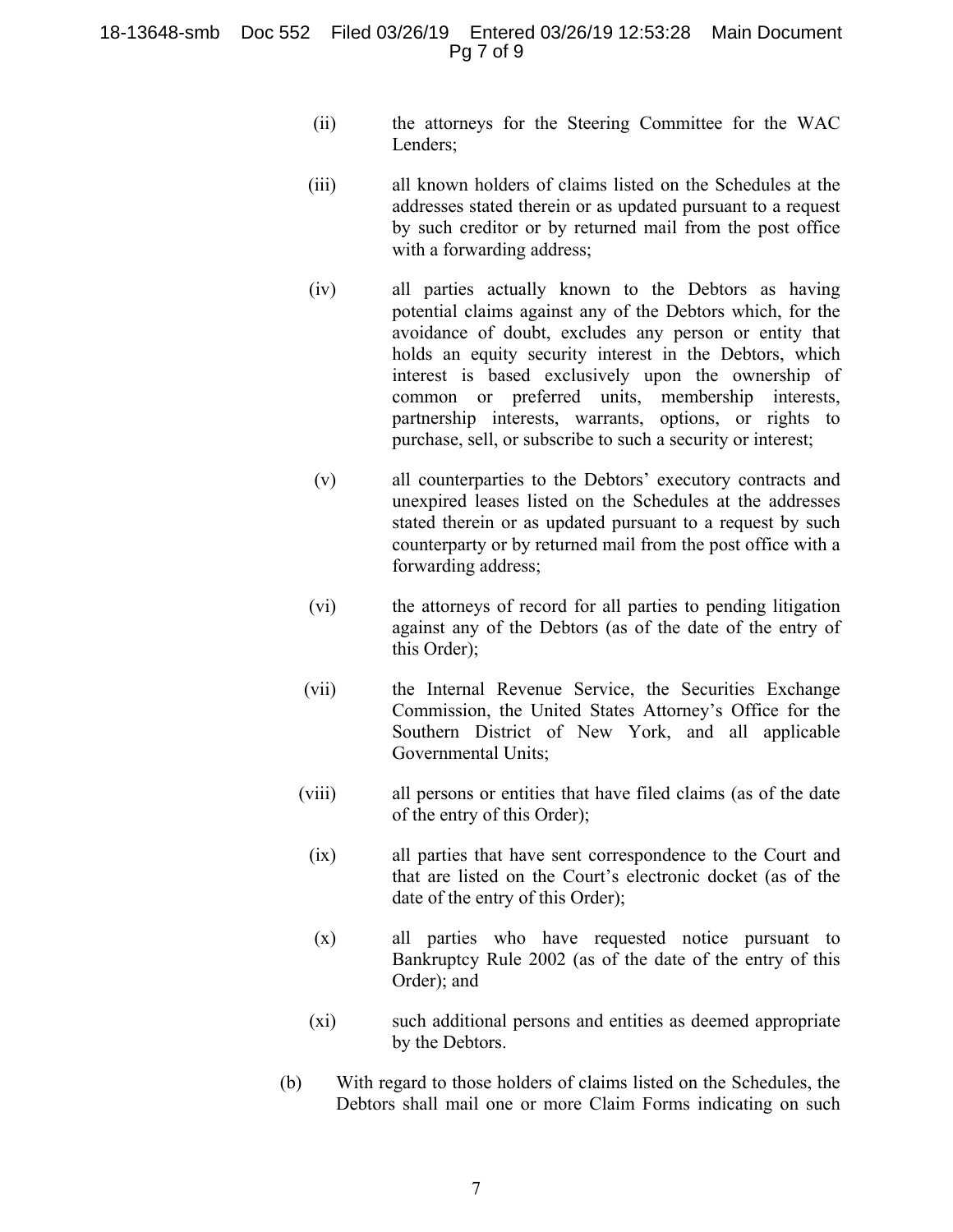(ii) the attorneys for the Steering Committee for the WAC Lenders;

(iii) all known holders of claims listed on the Schedules at the addresses stated therein or as updated pursuant to a request by such creditor or by returned mail from the post office with a forwarding address;

(iv) all parties actually known to the Debtors as having potential claims against any of the Debtors which, for the avoidance of doubt, excludes any person or entity that holds an equity security interest in the Debtors, which interest is based exclusively upon the ownership of common or preferred units, membership interests, partnership interests, warrants, options, or rights to purchase, sell, or subscribe to such a security or interest;

(v) all counterparties to the Debtors' executory contracts and unexpired leases listed on the Schedules at the addresses stated therein or as updated pursuant to a request by such counterparty or by returned mail from the post office with a forwarding address;

(vi) the attorneys of record for all parties to pending litigation against any of the Debtors (as of the date of the entry of this Order);

(vii) the Internal Revenue Service, the Securities Exchange Commission, the United States Attorney's Office for the Southern District of New York, and all applicable Governmental Units;

(viii) all persons or entities that have filed claims (as of the date of the entry of this Order);

(ix) all parties that have sent correspondence to the Court and that are listed on the Court's electronic docket (as of the date of the entry of this Order);

(x) all parties who have requested notice pursuant to Bankruptcy Rule 2002 (as of the date of the entry of this Order); and

(xi) such additional persons and entities as deemed appropriate by the Debtors.

(b) With regard to those holders of claims listed on the Schedules, the Debtors shall mail one or more Claim Forms indicating on such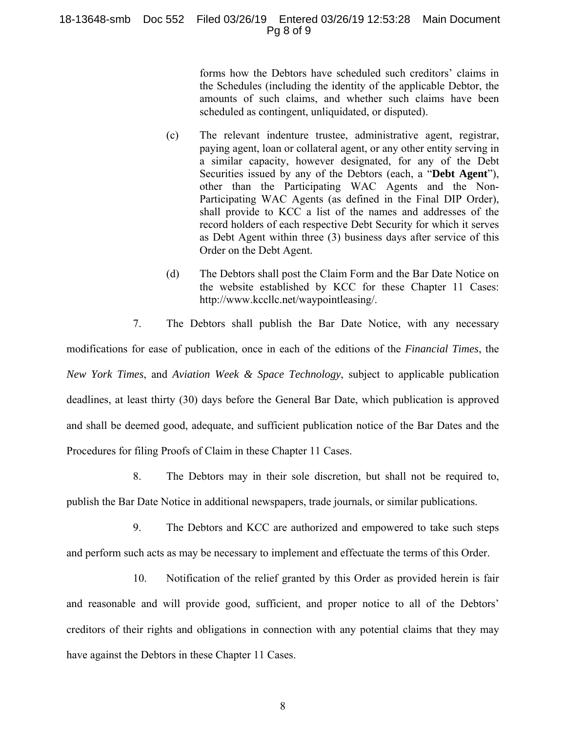forms how the Debtors have scheduled such creditors' claims in the Schedules (including the identity of the applicable Debtor, the amounts of such claims, and whether such claims have been scheduled as contingent, unliquidated, or disputed).

(c) The relevant indenture trustee, administrative agent, registrar, paying agent, loan or collateral agent, or any other entity serving in a similar capacity, however designated, for any of the Debt Securities issued by any of the Debtors (each, a "**Debt Agent**"), other than the Participating WAC Agents and the Non-Participating WAC Agents (as defined in the Final DIP Order), shall provide to KCC a list of the names and addresses of the record holders of each respective Debt Security for which it serves as Debt Agent within three (3) business days after service of this Order on the Debt Agent.

(d) The Debtors shall post the Claim Form and the Bar Date Notice on the website established by KCC for these Chapter 11 Cases: http://www.kccllc.net/waypointleasing/.

7. The Debtors shall publish the Bar Date Notice, with any necessary modifications for ease of publication, once in each of the editions of the *Financial Times*, the *New York Times*, and *Aviation Week & Space Technology*, subject to applicable publication deadlines, at least thirty (30) days before the General Bar Date, which publication is approved and shall be deemed good, adequate, and sufficient publication notice of the Bar Dates and the Procedures for filing Proofs of Claim in these Chapter 11 Cases.

8. The Debtors may in their sole discretion, but shall not be required to, publish the Bar Date Notice in additional newspapers, trade journals, or similar publications.

9. The Debtors and KCC are authorized and empowered to take such steps and perform such acts as may be necessary to implement and effectuate the terms of this Order.

10. Notification of the relief granted by this Order as provided herein is fair and reasonable and will provide good, sufficient, and proper notice to all of the Debtors' creditors of their rights and obligations in connection with any potential claims that they may have against the Debtors in these Chapter 11 Cases.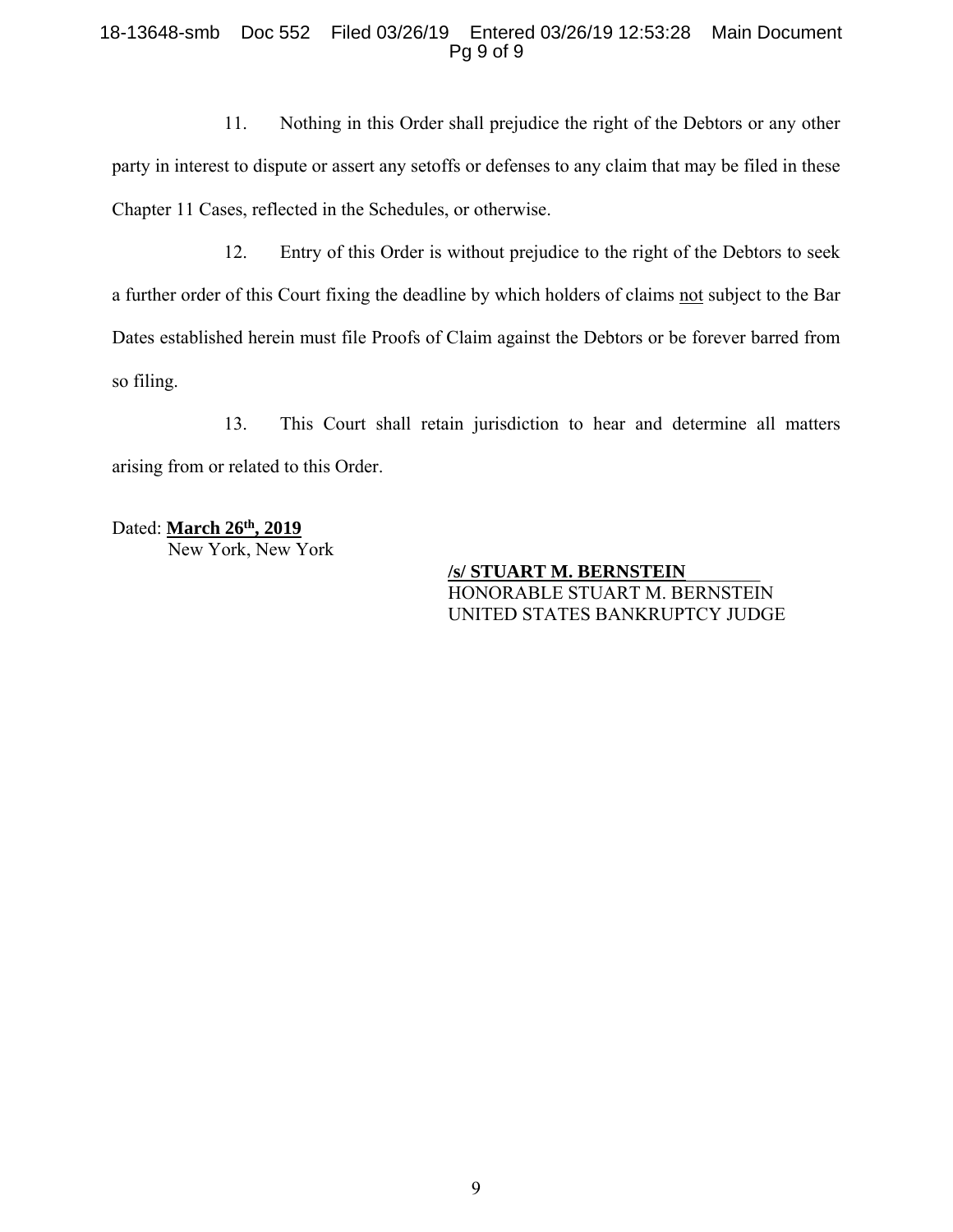11. Nothing in this Order shall prejudice the right of the Debtors or any other party in interest to dispute or assert any setoffs or defenses to any claim that may be filed in these Chapter 11 Cases, reflected in the Schedules, or otherwise.

12. Entry of this Order is without prejudice to the right of the Debtors to seek a further order of this Court fixing the deadline by which holders of claims not subject to the Bar Dates established herein must file Proofs of Claim against the Debtors or be forever barred from so filing.

13. This Court shall retain jurisdiction to hear and determine all matters arising from or related to this Order.

Dated: **March 26th, 2019**
New York, New York

**/s/ STUART M. BERNSTEIN**
HONORABLE STUART M. BERNSTEIN
UNITED STATES BANKRUPTCY JUDGE